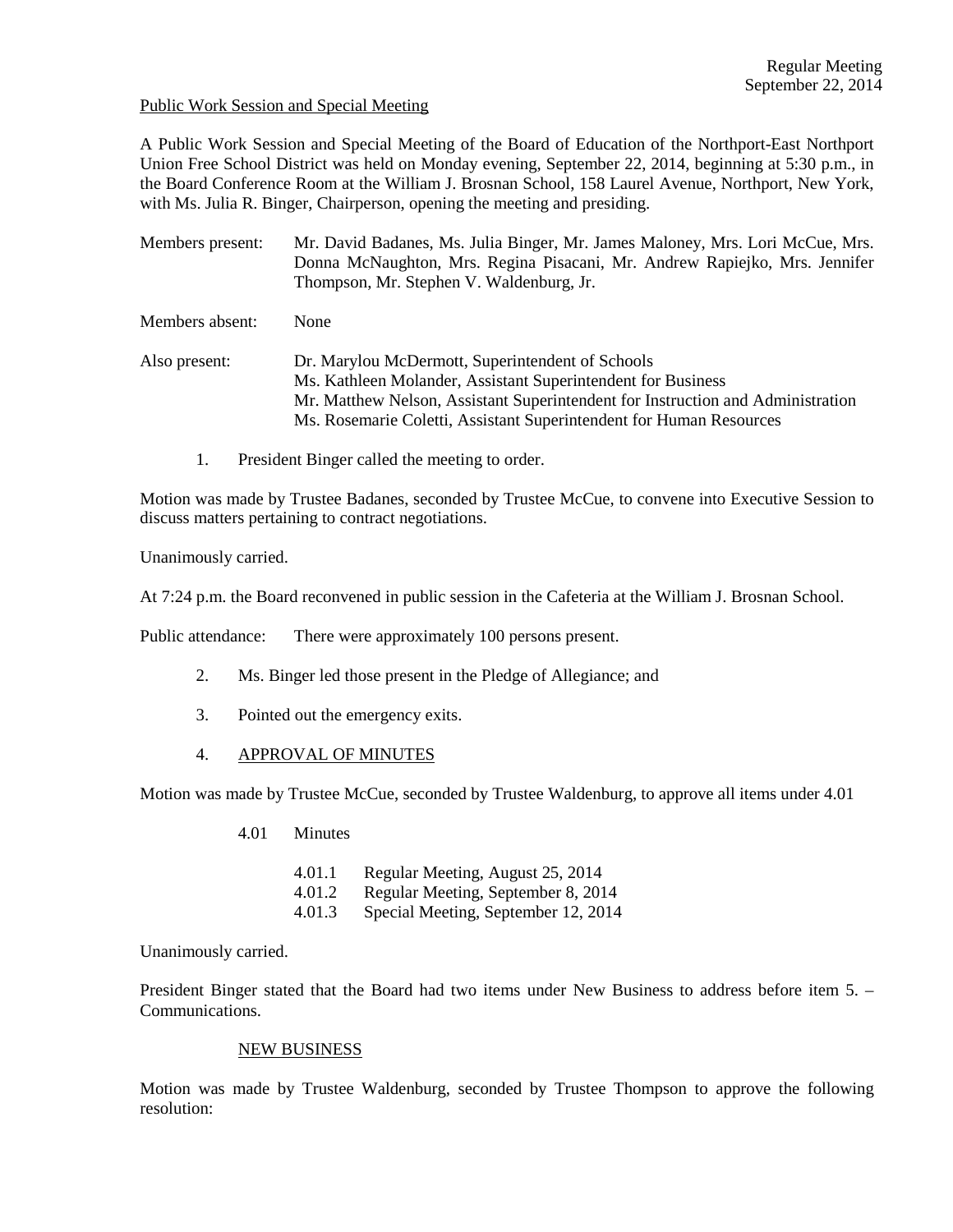Regular Meeting
September 22, 2014

Public Work Session and Special Meeting

A Public Work Session and Special Meeting of the Board of Education of the Northport-East Northport Union Free School District was held on Monday evening, September 22, 2014, beginning at 5:30 p.m., in the Board Conference Room at the William J. Brosnan School, 158 Laurel Avenue, Northport, New York, with Ms. Julia R. Binger, Chairperson, opening the meeting and presiding.

Members present: Mr. David Badanes, Ms. Julia Binger, Mr. James Maloney, Mrs. Lori McCue, Mrs. Donna McNaughton, Mrs. Regina Pisacani, Mr. Andrew Rapiejko, Mrs. Jennifer Thompson, Mr. Stephen V. Waldenburg, Jr.

Members absent: None

Also present: Dr. Marylou McDermott, Superintendent of Schools
Ms. Kathleen Molander, Assistant Superintendent for Business
Mr. Matthew Nelson, Assistant Superintendent for Instruction and Administration
Ms. Rosemarie Coletti, Assistant Superintendent for Human Resources

1. President Binger called the meeting to order.

Motion was made by Trustee Badanes, seconded by Trustee McCue, to convene into Executive Session to discuss matters pertaining to contract negotiations.

Unanimously carried.

At 7:24 p.m. the Board reconvened in public session in the Cafeteria at the William J. Brosnan School.

Public attendance: There were approximately 100 persons present.

2. Ms. Binger led those present in the Pledge of Allegiance; and

3. Pointed out the emergency exits.

4. APPROVAL OF MINUTES

Motion was made by Trustee McCue, seconded by Trustee Waldenburg, to approve all items under 4.01

4.01 Minutes

4.01.1 Regular Meeting, August 25, 2014
4.01.2 Regular Meeting, September 8, 2014
4.01.3 Special Meeting, September 12, 2014

Unanimously carried.

President Binger stated that the Board had two items under New Business to address before item 5. – Communications.

NEW BUSINESS

Motion was made by Trustee Waldenburg, seconded by Trustee Thompson to approve the following resolution: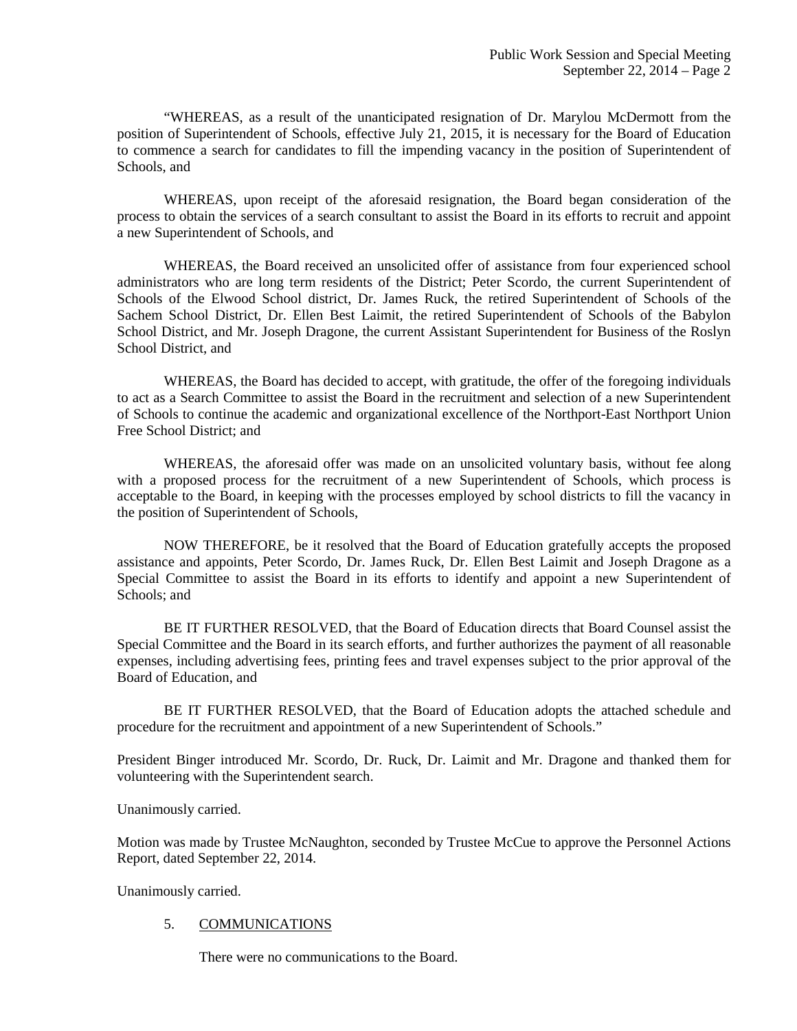"WHEREAS, as a result of the unanticipated resignation of Dr. Marylou McDermott from the position of Superintendent of Schools, effective July 21, 2015, it is necessary for the Board of Education to commence a search for candidates to fill the impending vacancy in the position of Superintendent of Schools, and

WHEREAS, upon receipt of the aforesaid resignation, the Board began consideration of the process to obtain the services of a search consultant to assist the Board in its efforts to recruit and appoint a new Superintendent of Schools, and

WHEREAS, the Board received an unsolicited offer of assistance from four experienced school administrators who are long term residents of the District; Peter Scordo, the current Superintendent of Schools of the Elwood School district, Dr. James Ruck, the retired Superintendent of Schools of the Sachem School District, Dr. Ellen Best Laimit, the retired Superintendent of Schools of the Babylon School District, and Mr. Joseph Dragone, the current Assistant Superintendent for Business of the Roslyn School District, and

WHEREAS, the Board has decided to accept, with gratitude, the offer of the foregoing individuals to act as a Search Committee to assist the Board in the recruitment and selection of a new Superintendent of Schools to continue the academic and organizational excellence of the Northport-East Northport Union Free School District; and

WHEREAS, the aforesaid offer was made on an unsolicited voluntary basis, without fee along with a proposed process for the recruitment of a new Superintendent of Schools, which process is acceptable to the Board, in keeping with the processes employed by school districts to fill the vacancy in the position of Superintendent of Schools,

NOW THEREFORE, be it resolved that the Board of Education gratefully accepts the proposed assistance and appoints, Peter Scordo, Dr. James Ruck, Dr. Ellen Best Laimit and Joseph Dragone as a Special Committee to assist the Board in its efforts to identify and appoint a new Superintendent of Schools; and

BE IT FURTHER RESOLVED, that the Board of Education directs that Board Counsel assist the Special Committee and the Board in its search efforts, and further authorizes the payment of all reasonable expenses, including advertising fees, printing fees and travel expenses subject to the prior approval of the Board of Education, and

BE IT FURTHER RESOLVED, that the Board of Education adopts the attached schedule and procedure for the recruitment and appointment of a new Superintendent of Schools."

President Binger introduced Mr. Scordo, Dr. Ruck, Dr. Laimit and Mr. Dragone and thanked them for volunteering with the Superintendent search.

Unanimously carried.

Motion was made by Trustee McNaughton, seconded by Trustee McCue to approve the Personnel Actions Report, dated September 22, 2014.

Unanimously carried.

5. COMMUNICATIONS

There were no communications to the Board.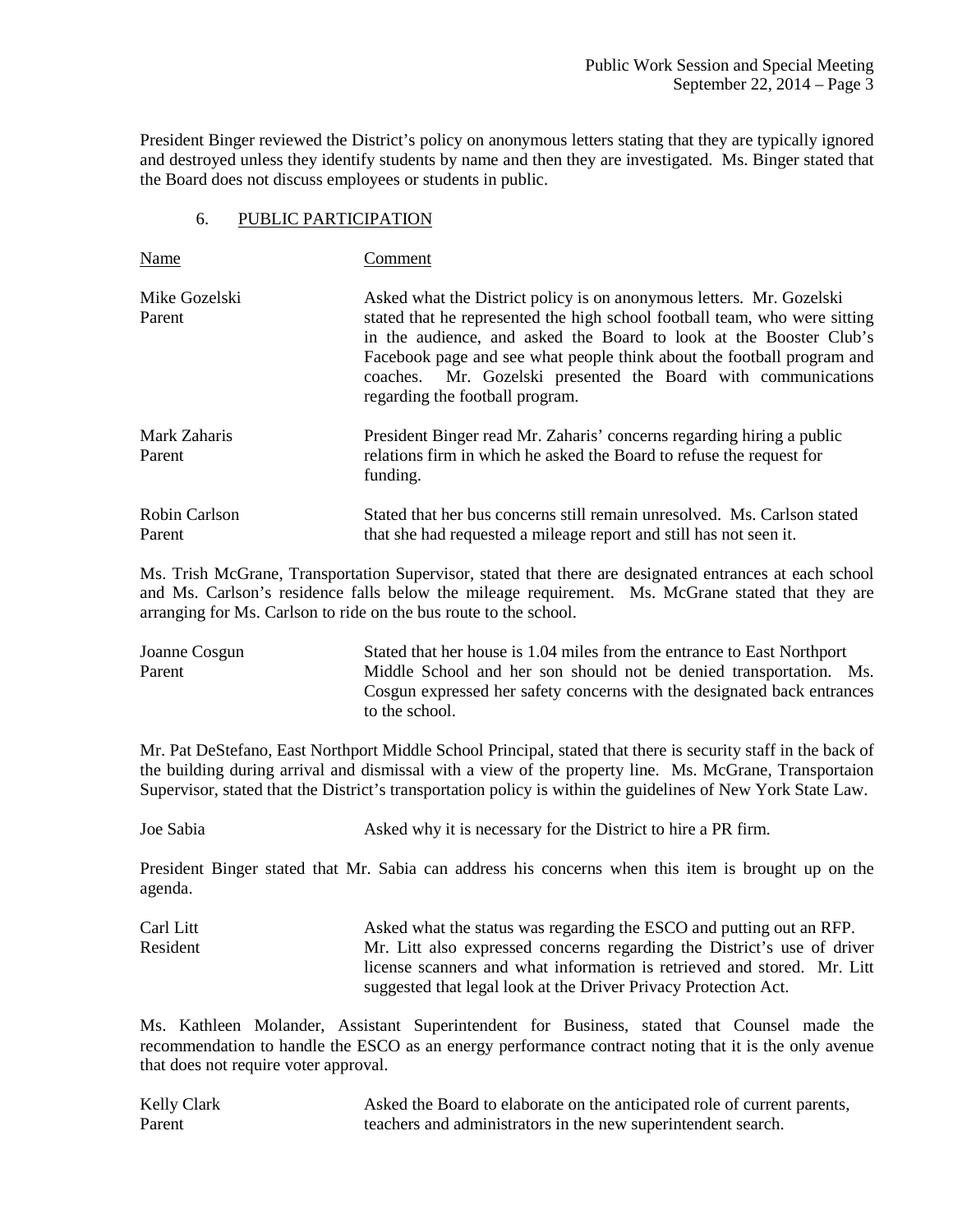President Binger reviewed the District's policy on anonymous letters stating that they are typically ignored and destroyed unless they identify students by name and then they are investigated. Ms. Binger stated that the Board does not discuss employees or students in public.

## 6. PUBLIC PARTICIPATION

| Name | Comment |
|---|---|
| Mike Gozelski<br>Parent | Asked what the District policy is on anonymous letters. Mr. Gozelski stated that he represented the high school football team, who were sitting in the audience, and asked the Board to look at the Booster Club's Facebook page and see what people think about the football program and coaches. Mr. Gozelski presented the Board with communications regarding the football program. |
| Mark Zaharis<br>Parent | President Binger read Mr. Zaharis' concerns regarding hiring a public relations firm in which he asked the Board to refuse the request for funding. |
| Robin Carlson<br>Parent | Stated that her bus concerns still remain unresolved. Ms. Carlson stated that she had requested a mileage report and still has not seen it. |

Ms. Trish McGrane, Transportation Supervisor, stated that there are designated entrances at each school and Ms. Carlson's residence falls below the mileage requirement. Ms. McGrane stated that they are arranging for Ms. Carlson to ride on the bus route to the school.

| Name | Comment |
|---|---|
| Joanne Cosgun<br>Parent | Stated that her house is 1.04 miles from the entrance to East Northport Middle School and her son should not be denied transportation. Ms. Cosgun expressed her safety concerns with the designated back entrances to the school. |

Mr. Pat DeStefano, East Northport Middle School Principal, stated that there is security staff in the back of the building during arrival and dismissal with a view of the property line. Ms. McGrane, Transportaion Supervisor, stated that the District's transportation policy is within the guidelines of New York State Law.

| Name | Comment |
|---|---|
| Joe Sabia | Asked why it is necessary for the District to hire a PR firm. |

President Binger stated that Mr. Sabia can address his concerns when this item is brought up on the agenda.

| Name | Comment |
|---|---|
| Carl Litt<br>Resident | Asked what the status was regarding the ESCO and putting out an RFP. Mr. Litt also expressed concerns regarding the District's use of driver license scanners and what information is retrieved and stored. Mr. Litt suggested that legal look at the Driver Privacy Protection Act. |

Ms. Kathleen Molander, Assistant Superintendent for Business, stated that Counsel made the recommendation to handle the ESCO as an energy performance contract noting that it is the only avenue that does not require voter approval.

| Name | Comment |
|---|---|
| Kelly Clark<br>Parent | Asked the Board to elaborate on the anticipated role of current parents, teachers and administrators in the new superintendent search. |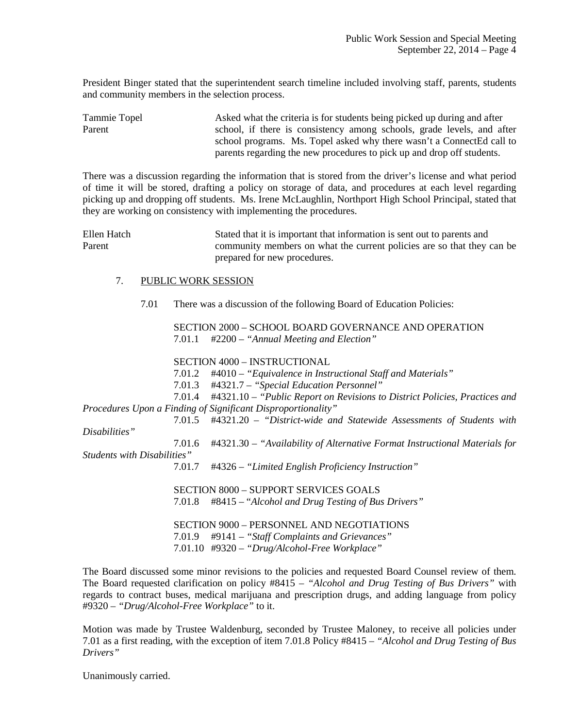President Binger stated that the superintendent search timeline included involving staff, parents, students and community members in the selection process.

| | |
|---|---|
| Tammie Topel<br>Parent | Asked what the criteria is for students being picked up during and after school, if there is consistency among schools, grade levels, and after school programs. Ms. Topel asked why there wasn't a ConnectEd call to parents regarding the new procedures to pick up and drop off students. |

There was a discussion regarding the information that is stored from the driver's license and what period of time it will be stored, drafting a policy on storage of data, and procedures at each level regarding picking up and dropping off students. Ms. Irene McLaughlin, Northport High School Principal, stated that they are working on consistency with implementing the procedures.

| | |
|---|---|
| Ellen Hatch<br>Parent | Stated that it is important that information is sent out to parents and community members on what the current policies are so that they can be prepared for new procedures. |

7. PUBLIC WORK SESSION

7.01 There was a discussion of the following Board of Education Policies:

SECTION 2000 – SCHOOL BOARD GOVERNANCE AND OPERATION
7.01.1 #2200 – *"Annual Meeting and Election"*

SECTION 4000 – INSTRUCTIONAL
7.01.2 #4010 – *"Equivalence in Instructional Staff and Materials"*
7.01.3 #4321.7 – *"Special Education Personnel"*
7.01.4 #4321.10 – *"Public Report on Revisions to District Policies, Practices and Procedures Upon a Finding of Significant Disproportionality"*
7.01.5 #4321.20 – *"District-wide and Statewide Assessments of Students with Disabilities"*
7.01.6 #4321.30 – *"Availability of Alternative Format Instructional Materials for Students with Disabilities"*
7.01.7 #4326 – *"Limited English Proficiency Instruction"*

SECTION 8000 – SUPPORT SERVICES GOALS
7.01.8 #8415 – *"Alcohol and Drug Testing of Bus Drivers"*

SECTION 9000 – PERSONNEL AND NEGOTIATIONS
7.01.9 #9141 – *"Staff Complaints and Grievances"*
7.01.10 #9320 – *"Drug/Alcohol-Free Workplace"*

The Board discussed some minor revisions to the policies and requested Board Counsel review of them. The Board requested clarification on policy #8415 – *"Alcohol and Drug Testing of Bus Drivers"* with regards to contract buses, medical marijuana and prescription drugs, and adding language from policy #9320 – *"Drug/Alcohol-Free Workplace"* to it.

Motion was made by Trustee Waldenburg, seconded by Trustee Maloney, to receive all policies under 7.01 as a first reading, with the exception of item 7.01.8 Policy #8415 – *"Alcohol and Drug Testing of Bus Drivers"*

Unanimously carried.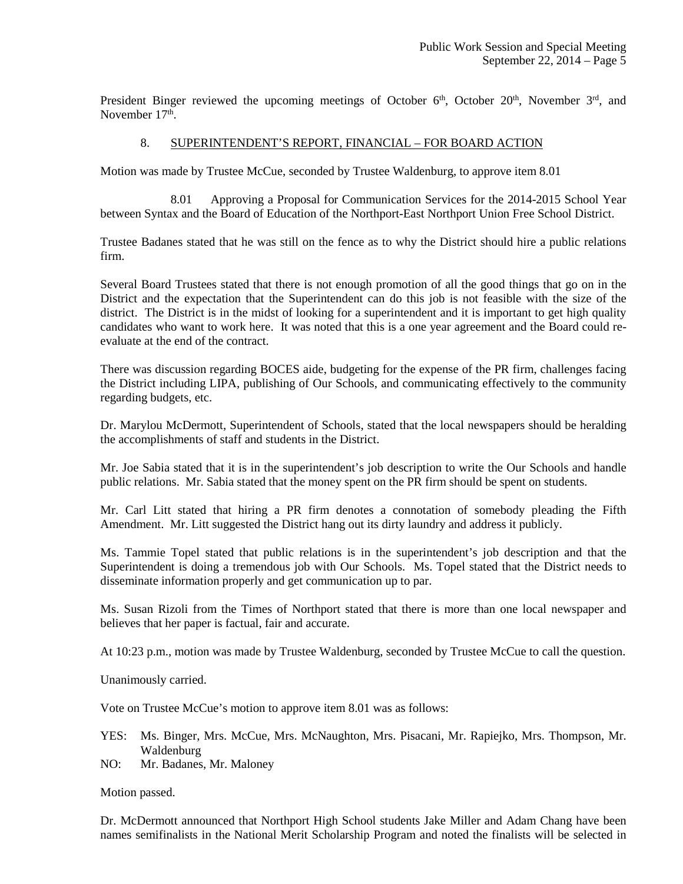President Binger reviewed the upcoming meetings of October 6th, October 20th, November 3rd, and November 17th.

8. SUPERINTENDENT'S REPORT, FINANCIAL – FOR BOARD ACTION

Motion was made by Trustee McCue, seconded by Trustee Waldenburg, to approve item 8.01

8.01 Approving a Proposal for Communication Services for the 2014-2015 School Year between Syntax and the Board of Education of the Northport-East Northport Union Free School District.

Trustee Badanes stated that he was still on the fence as to why the District should hire a public relations firm.

Several Board Trustees stated that there is not enough promotion of all the good things that go on in the District and the expectation that the Superintendent can do this job is not feasible with the size of the district. The District is in the midst of looking for a superintendent and it is important to get high quality candidates who want to work here. It was noted that this is a one year agreement and the Board could re-evaluate at the end of the contract.

There was discussion regarding BOCES aide, budgeting for the expense of the PR firm, challenges facing the District including LIPA, publishing of Our Schools, and communicating effectively to the community regarding budgets, etc.

Dr. Marylou McDermott, Superintendent of Schools, stated that the local newspapers should be heralding the accomplishments of staff and students in the District.

Mr. Joe Sabia stated that it is in the superintendent's job description to write the Our Schools and handle public relations. Mr. Sabia stated that the money spent on the PR firm should be spent on students.

Mr. Carl Litt stated that hiring a PR firm denotes a connotation of somebody pleading the Fifth Amendment. Mr. Litt suggested the District hang out its dirty laundry and address it publicly.

Ms. Tammie Topel stated that public relations is in the superintendent's job description and that the Superintendent is doing a tremendous job with Our Schools. Ms. Topel stated that the District needs to disseminate information properly and get communication up to par.

Ms. Susan Rizoli from the Times of Northport stated that there is more than one local newspaper and believes that her paper is factual, fair and accurate.

At 10:23 p.m., motion was made by Trustee Waldenburg, seconded by Trustee McCue to call the question.

Unanimously carried.

Vote on Trustee McCue's motion to approve item 8.01 was as follows:

YES: Ms. Binger, Mrs. McCue, Mrs. McNaughton, Mrs. Pisacani, Mr. Rapiejko, Mrs. Thompson, Mr. Waldenburg
NO: Mr. Badanes, Mr. Maloney

Motion passed.

Dr. McDermott announced that Northport High School students Jake Miller and Adam Chang have been names semifinalists in the National Merit Scholarship Program and noted the finalists will be selected in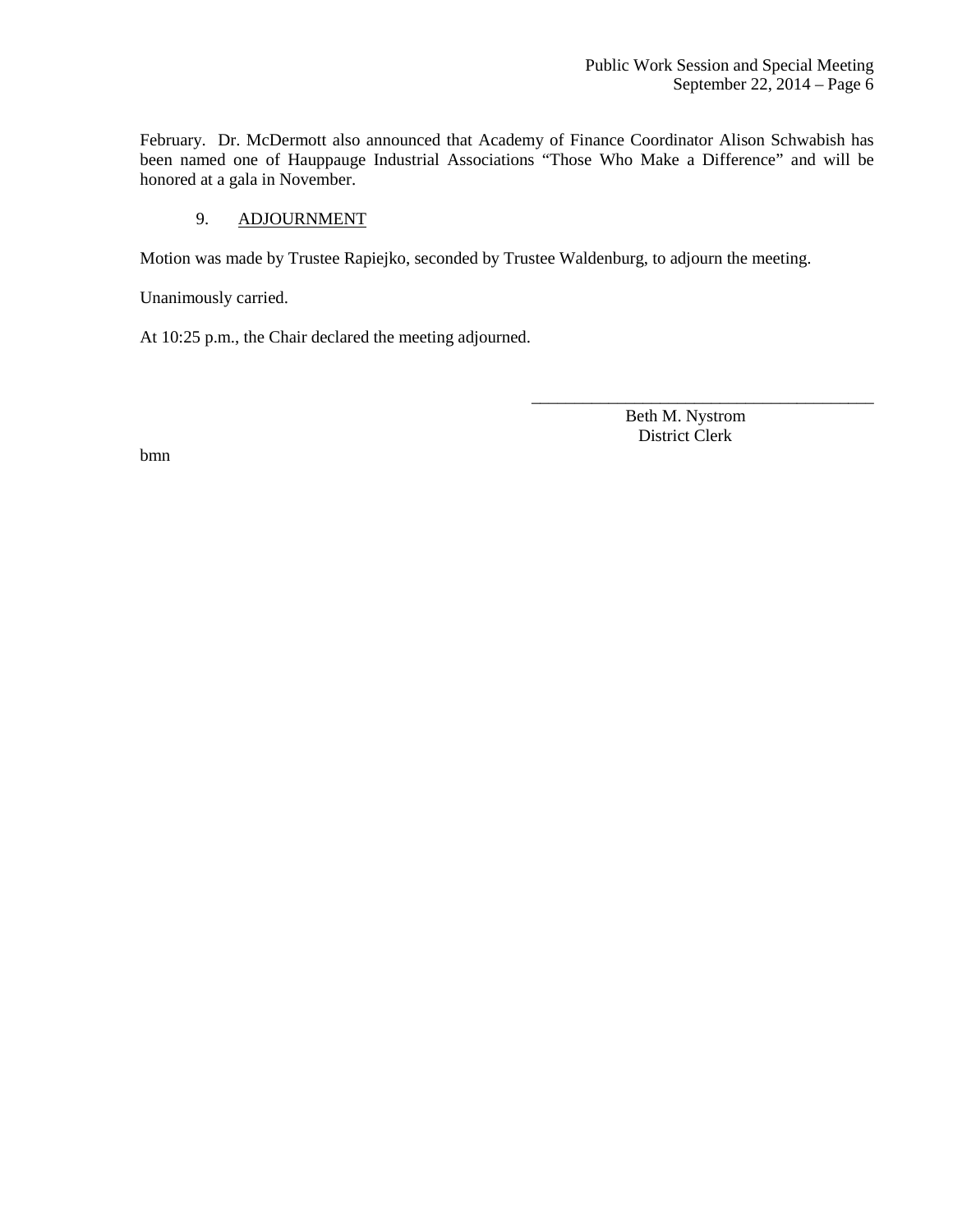February. Dr. McDermott also announced that Academy of Finance Coordinator Alison Schwabish has been named one of Hauppauge Industrial Associations "Those Who Make a Difference" and will be honored at a gala in November.

9. ADJOURNMENT

Motion was made by Trustee Rapiejko, seconded by Trustee Waldenburg, to adjourn the meeting.

Unanimously carried.

At 10:25 p.m., the Chair declared the meeting adjourned.

\_\_\_\_\_\_\_\_\_\_\_\_\_\_\_\_\_\_\_\_\_\_\_\_\_\_\_\_\_\_\_\_\_\_\_\_\_\_\_\_

Beth M. Nystrom
District Clerk

bmn